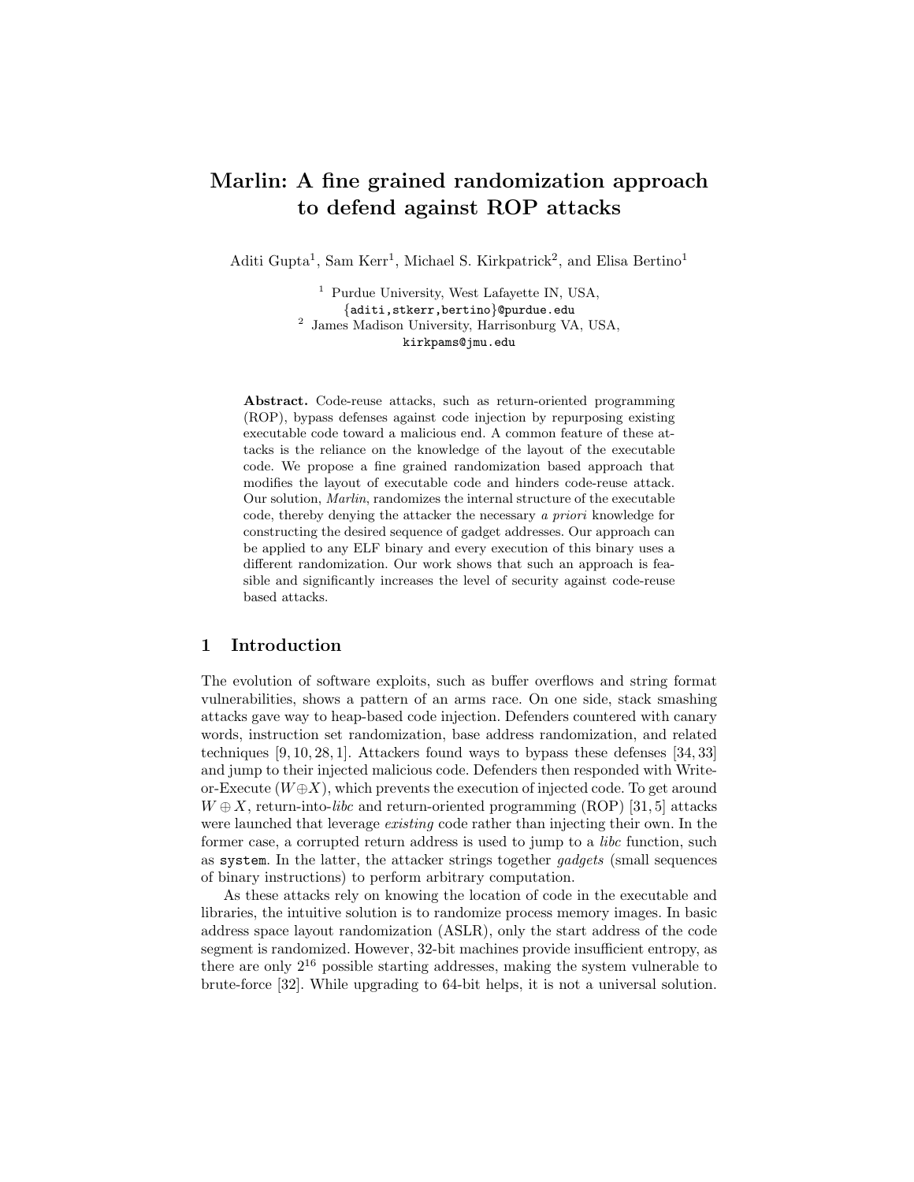# Marlin: A fine grained randomization approach to defend against ROP attacks

Aditi Gupta[1], Sam Kerr[1], Michael S. Kirkpatrick[2], and Elisa Bertino[1]

[1] Purdue University, West Lafayette IN, USA, {aditi,stkerr,bertino}@purdue.edu

[2] James Madison University, Harrisonburg VA, USA, kirkpams@jmu.edu

**Abstract.** Code-reuse attacks, such as return-oriented programming (ROP), bypass defenses against code injection by repurposing existing executable code toward a malicious end. A common feature of these attacks is the reliance on the knowledge of the layout of the executable code. We propose a fine grained randomization based approach that modifies the layout of executable code and hinders code-reuse attack. Our solution, *Marlin*, randomizes the internal structure of the executable code, thereby denying the attacker the necessary *a priori* knowledge for constructing the desired sequence of gadget addresses. Our approach can be applied to any ELF binary and every execution of this binary uses a different randomization. Our work shows that such an approach is feasible and significantly increases the level of security against code-reuse based attacks.

## 1 Introduction

The evolution of software exploits, such as buffer overflows and string format vulnerabilities, shows a pattern of an arms race. On one side, stack smashing attacks gave way to heap-based code injection. Defenders countered with canary words, instruction set randomization, base address randomization, and related techniques [9, 10, 28, 1]. Attackers found ways to bypass these defenses [34, 33] and jump to their injected malicious code. Defenders then responded with Write-or-Execute ($W \oplus X$), which prevents the execution of injected code. To get around $W \oplus X$, return-into-*libc* and return-oriented programming (ROP) [31, 5] attacks were launched that leverage *existing* code rather than injecting their own. In the former case, a corrupted return address is used to jump to a *libc* function, such as `system`. In the latter, the attacker strings together *gadgets* (small sequences of binary instructions) to perform arbitrary computation.

As these attacks rely on knowing the location of code in the executable and libraries, the intuitive solution is to randomize process memory images. In basic address space layout randomization (ASLR), only the start address of the code segment is randomized. However, 32-bit machines provide insufficient entropy, as there are only $2^{16}$ possible starting addresses, making the system vulnerable to brute-force [32]. While upgrading to 64-bit helps, it is not a universal solution.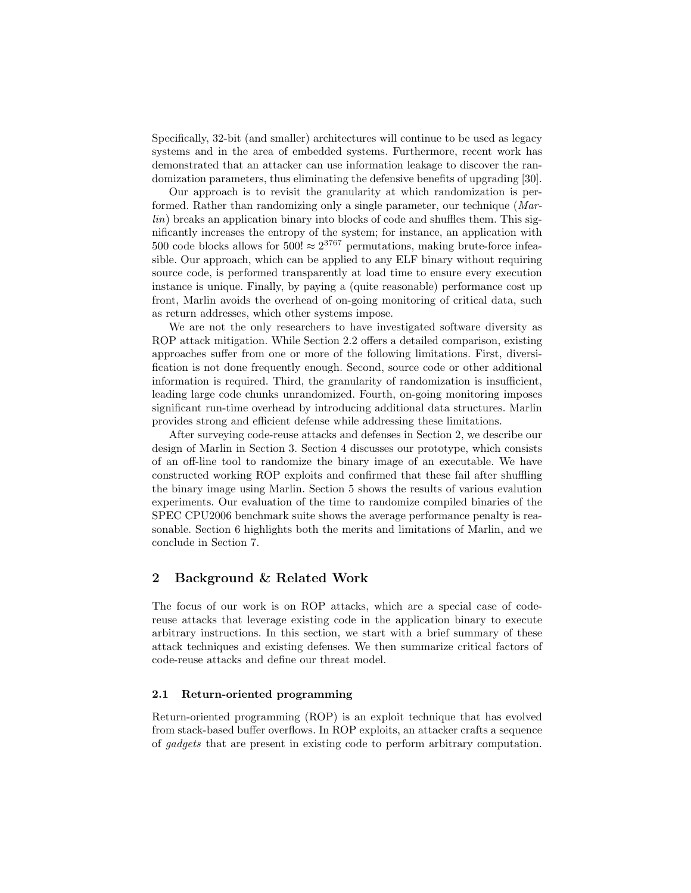Specifically, 32-bit (and smaller) architectures will continue to be used as legacy systems and in the area of embedded systems. Furthermore, recent work has demonstrated that an attacker can use information leakage to discover the randomization parameters, thus eliminating the defensive benefits of upgrading [30].

Our approach is to revisit the granularity at which randomization is performed. Rather than randomizing only a single parameter, our technique (*Marlin*) breaks an application binary into blocks of code and shuffles them. This significantly increases the entropy of the system; for instance, an application with 500 code blocks allows for $500! \approx 2^{3767}$ permutations, making brute-force infeasible. Our approach, which can be applied to any ELF binary without requiring source code, is performed transparently at load time to ensure every execution instance is unique. Finally, by paying a (quite reasonable) performance cost up front, Marlin avoids the overhead of on-going monitoring of critical data, such as return addresses, which other systems impose.

We are not the only researchers to have investigated software diversity as ROP attack mitigation. While Section 2.2 offers a detailed comparison, existing approaches suffer from one or more of the following limitations. First, diversification is not done frequently enough. Second, source code or other additional information is required. Third, the granularity of randomization is insufficient, leading large code chunks unrandomized. Fourth, on-going monitoring imposes significant run-time overhead by introducing additional data structures. Marlin provides strong and efficient defense while addressing these limitations.

After surveying code-reuse attacks and defenses in Section 2, we describe our design of Marlin in Section 3. Section 4 discusses our prototype, which consists of an off-line tool to randomize the binary image of an executable. We have constructed working ROP exploits and confirmed that these fail after shuffling the binary image using Marlin. Section 5 shows the results of various evalution experiments. Our evaluation of the time to randomize compiled binaries of the SPEC CPU2006 benchmark suite shows the average performance penalty is reasonable. Section 6 highlights both the merits and limitations of Marlin, and we conclude in Section 7.

## 2 Background & Related Work

The focus of our work is on ROP attacks, which are a special case of code-reuse attacks that leverage existing code in the application binary to execute arbitrary instructions. In this section, we start with a brief summary of these attack techniques and existing defenses. We then summarize critical factors of code-reuse attacks and define our threat model.

### 2.1 Return-oriented programming

Return-oriented programming (ROP) is an exploit technique that has evolved from stack-based buffer overflows. In ROP exploits, an attacker crafts a sequence of *gadgets* that are present in existing code to perform arbitrary computation.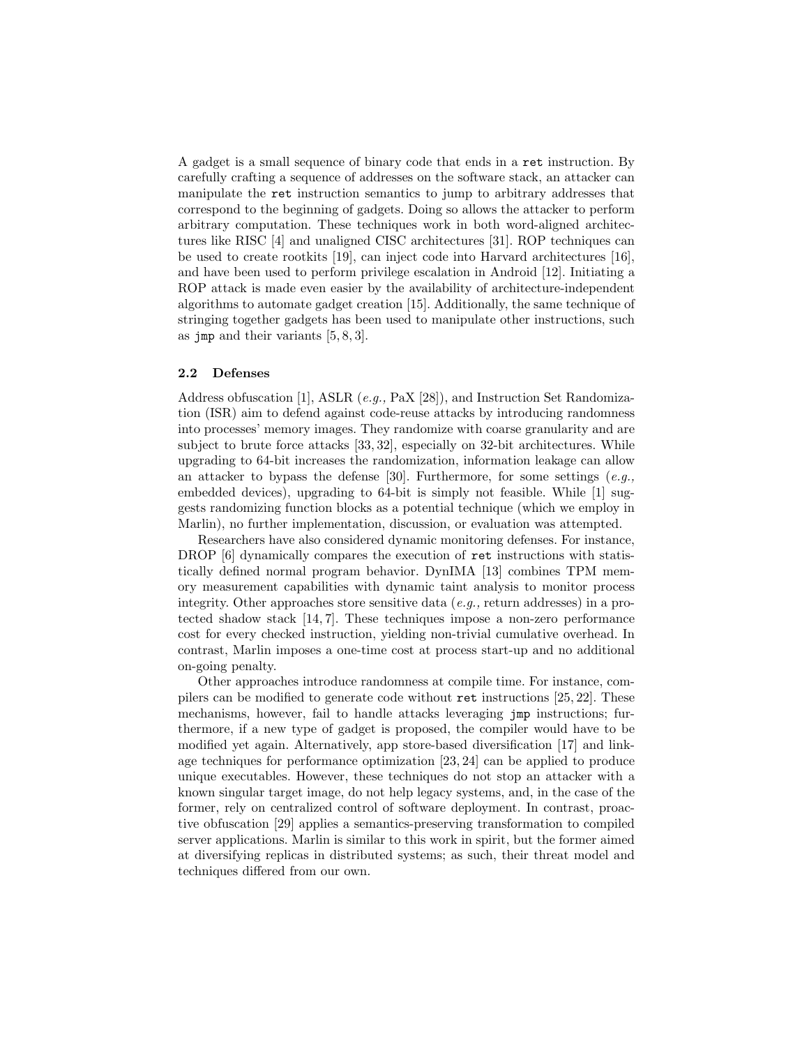A gadget is a small sequence of binary code that ends in a `ret` instruction. By carefully crafting a sequence of addresses on the software stack, an attacker can manipulate the `ret` instruction semantics to jump to arbitrary addresses that correspond to the beginning of gadgets. Doing so allows the attacker to perform arbitrary computation. These techniques work in both word-aligned architectures like RISC [4] and unaligned CISC architectures [31]. ROP techniques can be used to create rootkits [19], can inject code into Harvard architectures [16], and have been used to perform privilege escalation in Android [12]. Initiating a ROP attack is made even easier by the availability of architecture-independent algorithms to automate gadget creation [15]. Additionally, the same technique of stringing together gadgets has been used to manipulate other instructions, such as `jmp` and their variants [5, 8, 3].

### 2.2 Defenses

Address obfuscation [1], ASLR (*e.g.,* PaX [28]), and Instruction Set Randomization (ISR) aim to defend against code-reuse attacks by introducing randomness into processes' memory images. They randomize with coarse granularity and are subject to brute force attacks [33, 32], especially on 32-bit architectures. While upgrading to 64-bit increases the randomization, information leakage can allow an attacker to bypass the defense [30]. Furthermore, for some settings (*e.g.,* embedded devices), upgrading to 64-bit is simply not feasible. While [1] suggests randomizing function blocks as a potential technique (which we employ in Marlin), no further implementation, discussion, or evaluation was attempted.

Researchers have also considered dynamic monitoring defenses. For instance, DROP [6] dynamically compares the execution of `ret` instructions with statistically defined normal program behavior. DynIMA [13] combines TPM memory measurement capabilities with dynamic taint analysis to monitor process integrity. Other approaches store sensitive data (*e.g.,* return addresses) in a protected shadow stack [14, 7]. These techniques impose a non-zero performance cost for every checked instruction, yielding non-trivial cumulative overhead. In contrast, Marlin imposes a one-time cost at process start-up and no additional on-going penalty.

Other approaches introduce randomness at compile time. For instance, compilers can be modified to generate code without `ret` instructions [25, 22]. These mechanisms, however, fail to handle attacks leveraging `jmp` instructions; furthermore, if a new type of gadget is proposed, the compiler would have to be modified yet again. Alternatively, app store-based diversification [17] and linkage techniques for performance optimization [23, 24] can be applied to produce unique executables. However, these techniques do not stop an attacker with a known singular target image, do not help legacy systems, and, in the case of the former, rely on centralized control of software deployment. In contrast, proactive obfuscation [29] applies a semantics-preserving transformation to compiled server applications. Marlin is similar to this work in spirit, but the former aimed at diversifying replicas in distributed systems; as such, their threat model and techniques differed from our own.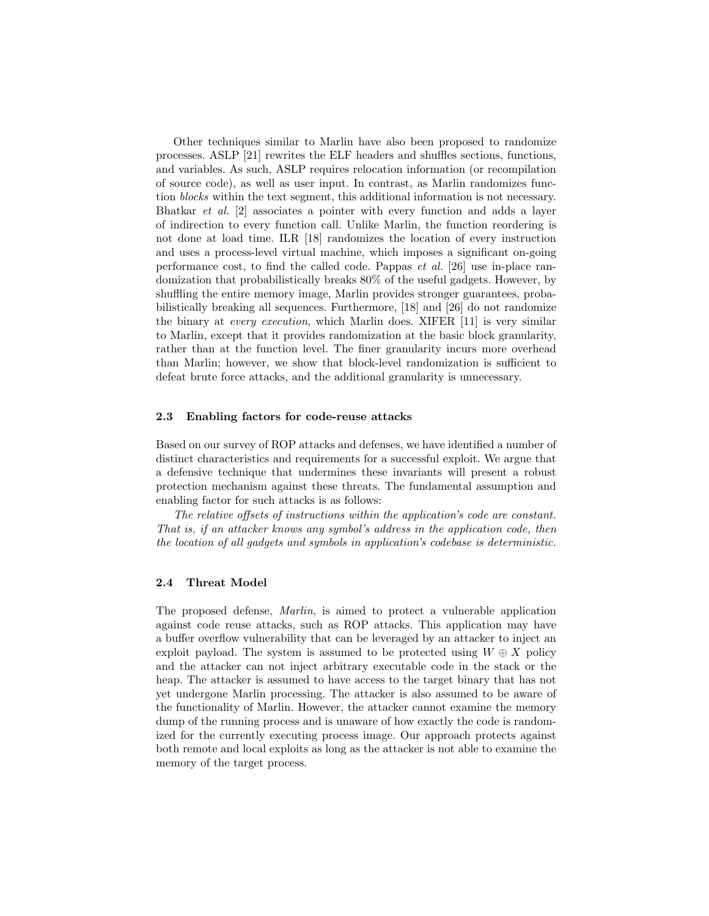Other techniques similar to Marlin have also been proposed to randomize processes. ASLP [21] rewrites the ELF headers and shuffles sections, functions, and variables. As such, ASLP requires relocation information (or recompilation of source code), as well as user input. In contrast, as Marlin randomizes function *blocks* within the text segment, this additional information is not necessary. Bhatkar *et al.* [2] associates a pointer with every function and adds a layer of indirection to every function call. Unlike Marlin, the function reordering is not done at load time. ILR [18] randomizes the location of every instruction and uses a process-level virtual machine, which imposes a significant on-going performance cost, to find the called code. Pappas *et al.* [26] use in-place randomization that probabilistically breaks 80% of the useful gadgets. However, by shuffling the entire memory image, Marlin provides stronger guarantees, probabilistically breaking all sequences. Furthermore, [18] and [26] do not randomize the binary at *every execution*, which Marlin does. XIFER [11] is very similar to Marlin, except that it provides randomization at the basic block granularity, rather than at the function level. The finer granularity incurs more overhead than Marlin; however, we show that block-level randomization is sufficient to defeat brute force attacks, and the additional granularity is unnecessary.

### 2.3 Enabling factors for code-reuse attacks

Based on our survey of ROP attacks and defenses, we have identified a number of distinct characteristics and requirements for a successful exploit. We argue that a defensive technique that undermines these invariants will present a robust protection mechanism against these threats. The fundamental assumption and enabling factor for such attacks is as follows:

*The relative offsets of instructions within the application's code are constant. That is, if an attacker knows any symbol's address in the application code, then the location of all gadgets and symbols in application's codebase is deterministic.*

### 2.4 Threat Model

The proposed defense, *Marlin*, is aimed to protect a vulnerable application against code reuse attacks, such as ROP attacks. This application may have a buffer overflow vulnerability that can be leveraged by an attacker to inject an exploit payload. The system is assumed to be protected using $W \oplus X$ policy and the attacker can not inject arbitrary executable code in the stack or the heap. The attacker is assumed to have access to the target binary that has not yet undergone Marlin processing. The attacker is also assumed to be aware of the functionality of Marlin. However, the attacker cannot examine the memory dump of the running process and is unaware of how exactly the code is randomized for the currently executing process image. Our approach protects against both remote and local exploits as long as the attacker is not able to examine the memory of the target process.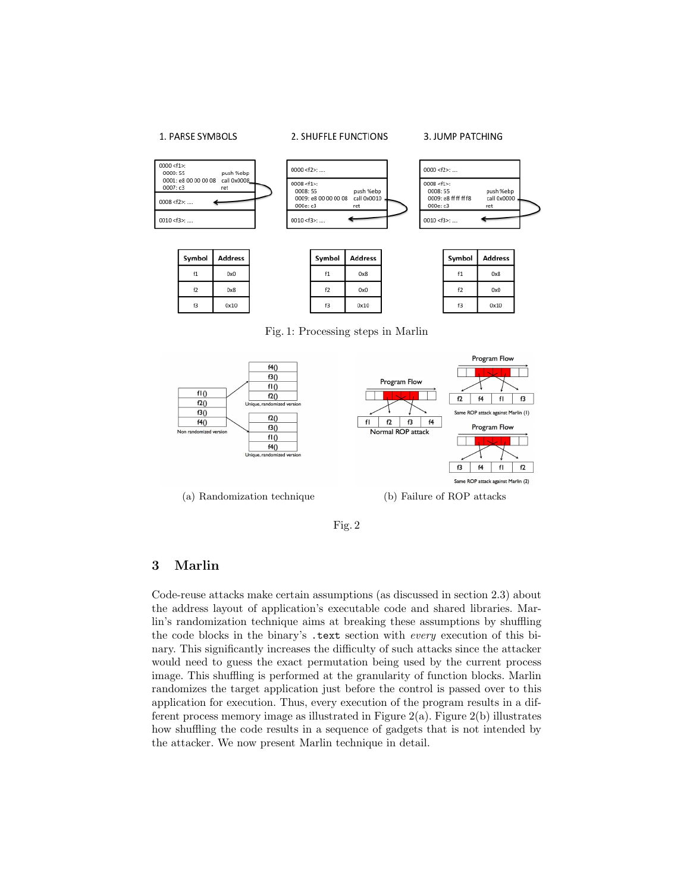Fig. 1: Processing steps in Marlin

(a) Randomization technique

(b) Failure of ROP attacks

Fig. 2

## 3 Marlin

Code-reuse attacks make certain assumptions (as discussed in section 2.3) about the address layout of application's executable code and shared libraries. Marlin's randomization technique aims at breaking these assumptions by shuffling the code blocks in the binary's `.text` section with *every* execution of this binary. This significantly increases the difficulty of such attacks since the attacker would need to guess the exact permutation being used by the current process image. This shuffling is performed at the granularity of function blocks. Marlin randomizes the target application just before the control is passed over to this application for execution. Thus, every execution of the program results in a different process memory image as illustrated in Figure 2(a). Figure 2(b) illustrates how shuffling the code results in a sequence of gadgets that is not intended by the attacker. We now present Marlin technique in detail.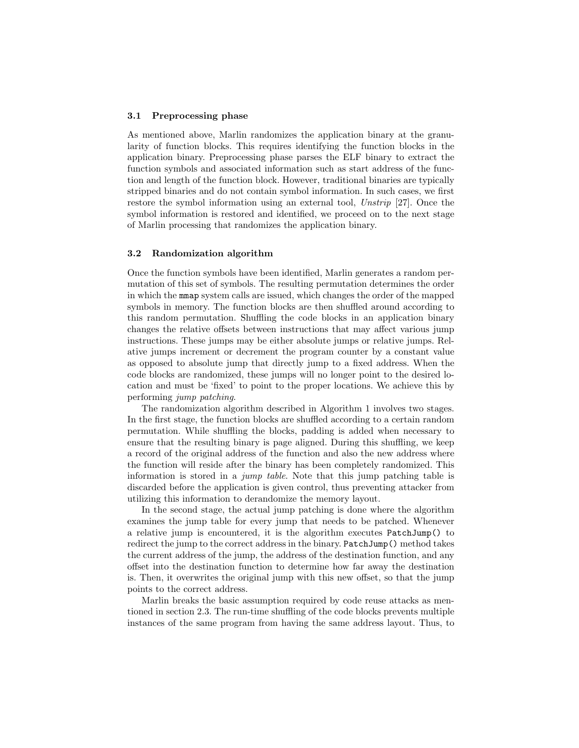### 3.1 Preprocessing phase

As mentioned above, Marlin randomizes the application binary at the granularity of function blocks. This requires identifying the function blocks in the application binary. Preprocessing phase parses the ELF binary to extract the function symbols and associated information such as start address of the function and length of the function block. However, traditional binaries are typically stripped binaries and do not contain symbol information. In such cases, we first restore the symbol information using an external tool, *Unstrip* [27]. Once the symbol information is restored and identified, we proceed on to the next stage of Marlin processing that randomizes the application binary.

### 3.2 Randomization algorithm

Once the function symbols have been identified, Marlin generates a random permutation of this set of symbols. The resulting permutation determines the order in which the `mmap` system calls are issued, which changes the order of the mapped symbols in memory. The function blocks are then shuffled around according to this random permutation. Shuffling the code blocks in an application binary changes the relative offsets between instructions that may affect various jump instructions. These jumps may be either absolute jumps or relative jumps. Relative jumps increment or decrement the program counter by a constant value as opposed to absolute jump that directly jump to a fixed address. When the code blocks are randomized, these jumps will no longer point to the desired location and must be 'fixed' to point to the proper locations. We achieve this by performing *jump patching*.

The randomization algorithm described in Algorithm 1 involves two stages. In the first stage, the function blocks are shuffled according to a certain random permutation. While shuffling the blocks, padding is added when necessary to ensure that the resulting binary is page aligned. During this shuffling, we keep a record of the original address of the function and also the new address where the function will reside after the binary has been completely randomized. This information is stored in a *jump table*. Note that this jump patching table is discarded before the application is given control, thus preventing attacker from utilizing this information to derandomize the memory layout.

In the second stage, the actual jump patching is done where the algorithm examines the jump table for every jump that needs to be patched. Whenever a relative jump is encountered, it is the algorithm executes `PatchJump()` to redirect the jump to the correct address in the binary. `PatchJump()` method takes the current address of the jump, the address of the destination function, and any offset into the destination function to determine how far away the destination is. Then, it overwrites the original jump with this new offset, so that the jump points to the correct address.

Marlin breaks the basic assumption required by code reuse attacks as mentioned in section 2.3. The run-time shuffling of the code blocks prevents multiple instances of the same program from having the same address layout. Thus, to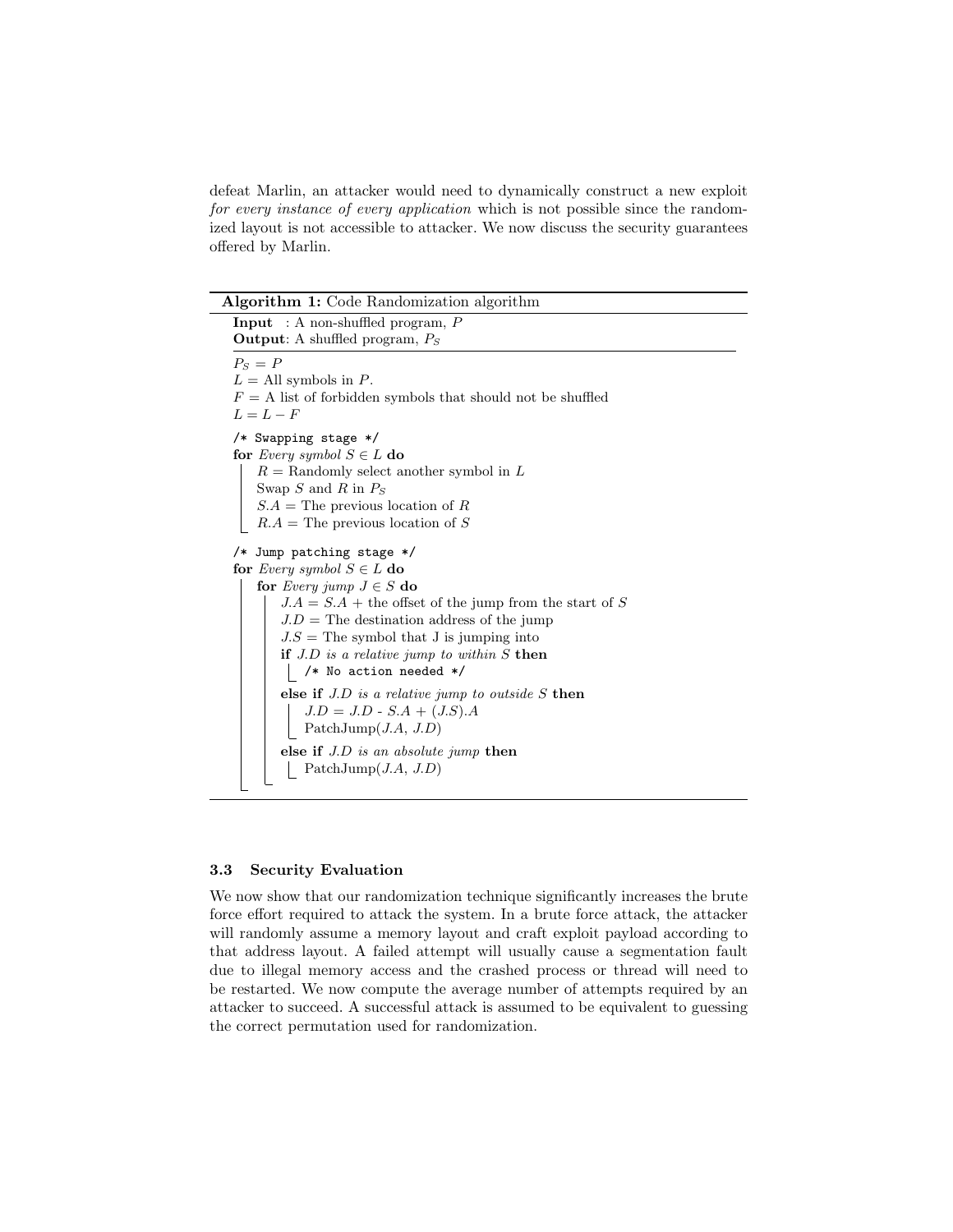defeat Marlin, an attacker would need to dynamically construct a new exploit *for every instance of every application* which is not possible since the randomized layout is not accessible to attacker. We now discuss the security guarantees offered by Marlin.

**Algorithm 1:** Code Randomization algorithm

```
Input  : A non-shuffled program, P
Output: A shuffled program, P_S

P_S = P
L = All symbols in P.
F = A list of forbidden symbols that should not be shuffled
L = L − F

/* Swapping stage */
for Every symbol S ∈ L do
    R = Randomly select another symbol in L
    Swap S and R in P_S
    S.A = The previous location of R
    R.A = The previous location of S

/* Jump patching stage */
for Every symbol S ∈ L do
    for Every jump J ∈ S do
        J.A = S.A + the offset of the jump from the start of S
        J.D = The destination address of the jump
        J.S = The symbol that J is jumping into
        if J.D is a relative jump to within S then
            /* No action needed */
        else if J.D is a relative jump to outside S then
            J.D = J.D - S.A + (J.S).A
            PatchJump(J.A, J.D)
        else if J.D is an absolute jump then
            PatchJump(J.A, J.D)
```

### 3.3 Security Evaluation

We now show that our randomization technique significantly increases the brute force effort required to attack the system. In a brute force attack, the attacker will randomly assume a memory layout and craft exploit payload according to that address layout. A failed attempt will usually cause a segmentation fault due to illegal memory access and the crashed process or thread will need to be restarted. We now compute the average number of attempts required by an attacker to succeed. A successful attack is assumed to be equivalent to guessing the correct permutation used for randomization.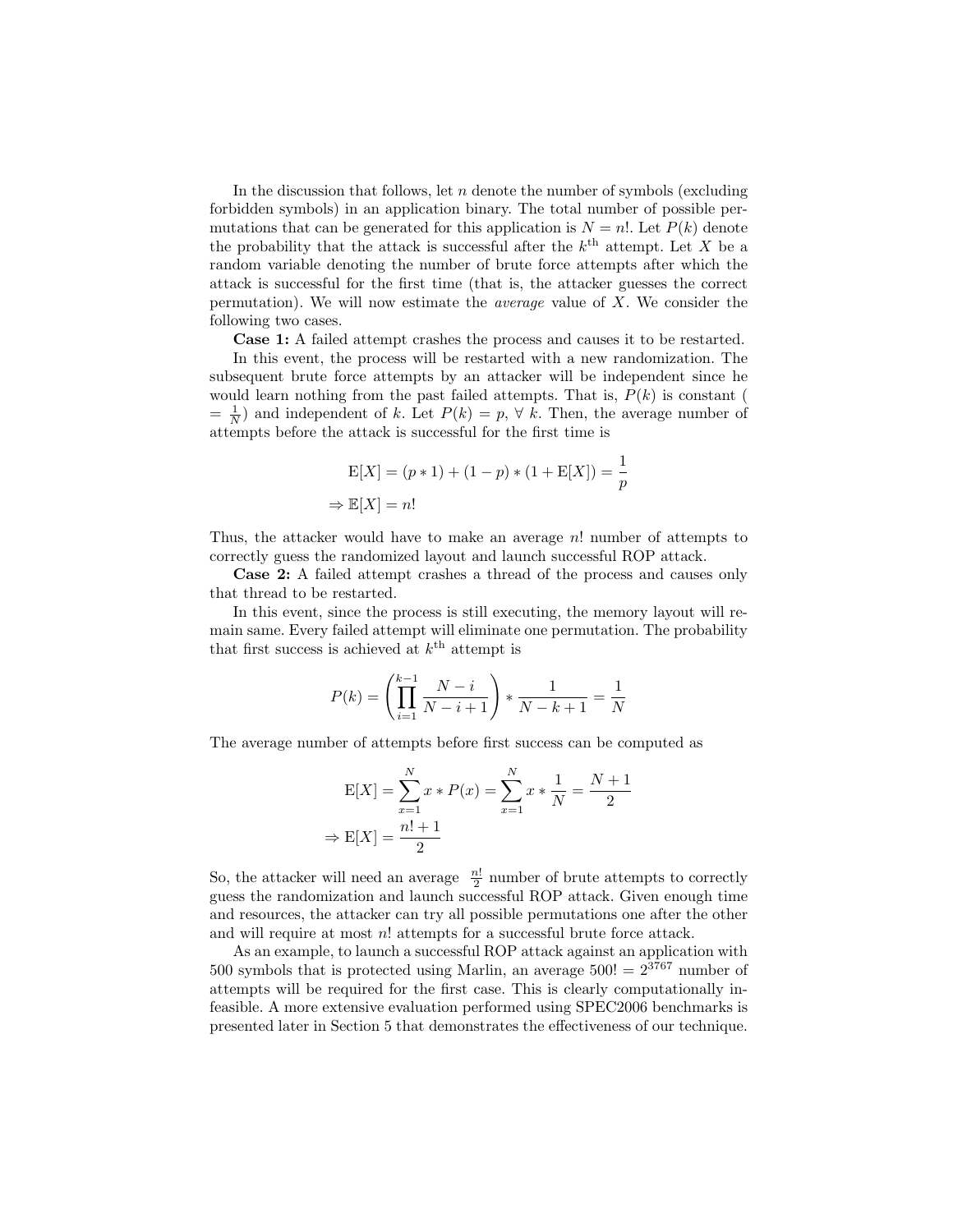In the discussion that follows, let $n$ denote the number of symbols (excluding forbidden symbols) in an application binary. The total number of possible permutations that can be generated for this application is $N = n!$. Let $P(k)$ denote the probability that the attack is successful after the $k^{\text{th}}$ attempt. Let $X$ be a random variable denoting the number of brute force attempts after which the attack is successful for the first time (that is, the attacker guesses the correct permutation). We will now estimate the *average* value of $X$. We consider the following two cases.

**Case 1:** A failed attempt crashes the process and causes it to be restarted.

In this event, the process will be restarted with a new randomization. The subsequent brute force attempts by an attacker will be independent since he would learn nothing from the past failed attempts. That is, $P(k)$ is constant ( $= \frac{1}{N}$) and independent of $k$. Let $P(k) = p, \forall\ k$. Then, the average number of attempts before the attack is successful for the first time is

$$\mathrm{E}[X] = (p * 1) + (1 - p) * (1 + \mathrm{E}[X]) = \frac{1}{p}$$
$$\Rightarrow \mathbb{E}[X] = n!$$

Thus, the attacker would have to make an average $n!$ number of attempts to correctly guess the randomized layout and launch successful ROP attack.

**Case 2:** A failed attempt crashes a thread of the process and causes only that thread to be restarted.

In this event, since the process is still executing, the memory layout will remain same. Every failed attempt will eliminate one permutation. The probability that first success is achieved at $k^{\text{th}}$ attempt is

$$P(k) = \left( \prod_{i=1}^{k-1} \frac{N-i}{N-i+1} \right) * \frac{1}{N-k+1} = \frac{1}{N}$$

The average number of attempts before first success can be computed as

$$\mathrm{E}[X] = \sum_{x=1}^{N} x * P(x) = \sum_{x=1}^{N} x * \frac{1}{N} = \frac{N+1}{2}$$
$$\Rightarrow \mathrm{E}[X] = \frac{n!+1}{2}$$

So, the attacker will need an average $\frac{n!}{2}$ number of brute attempts to correctly guess the randomization and launch successful ROP attack. Given enough time and resources, the attacker can try all possible permutations one after the other and will require at most $n!$ attempts for a successful brute force attack.

As an example, to launch a successful ROP attack against an application with 500 symbols that is protected using Marlin, an average $500! = 2^{3767}$ number of attempts will be required for the first case. This is clearly computationally infeasible. A more extensive evaluation performed using SPEC2006 benchmarks is presented later in Section 5 that demonstrates the effectiveness of our technique.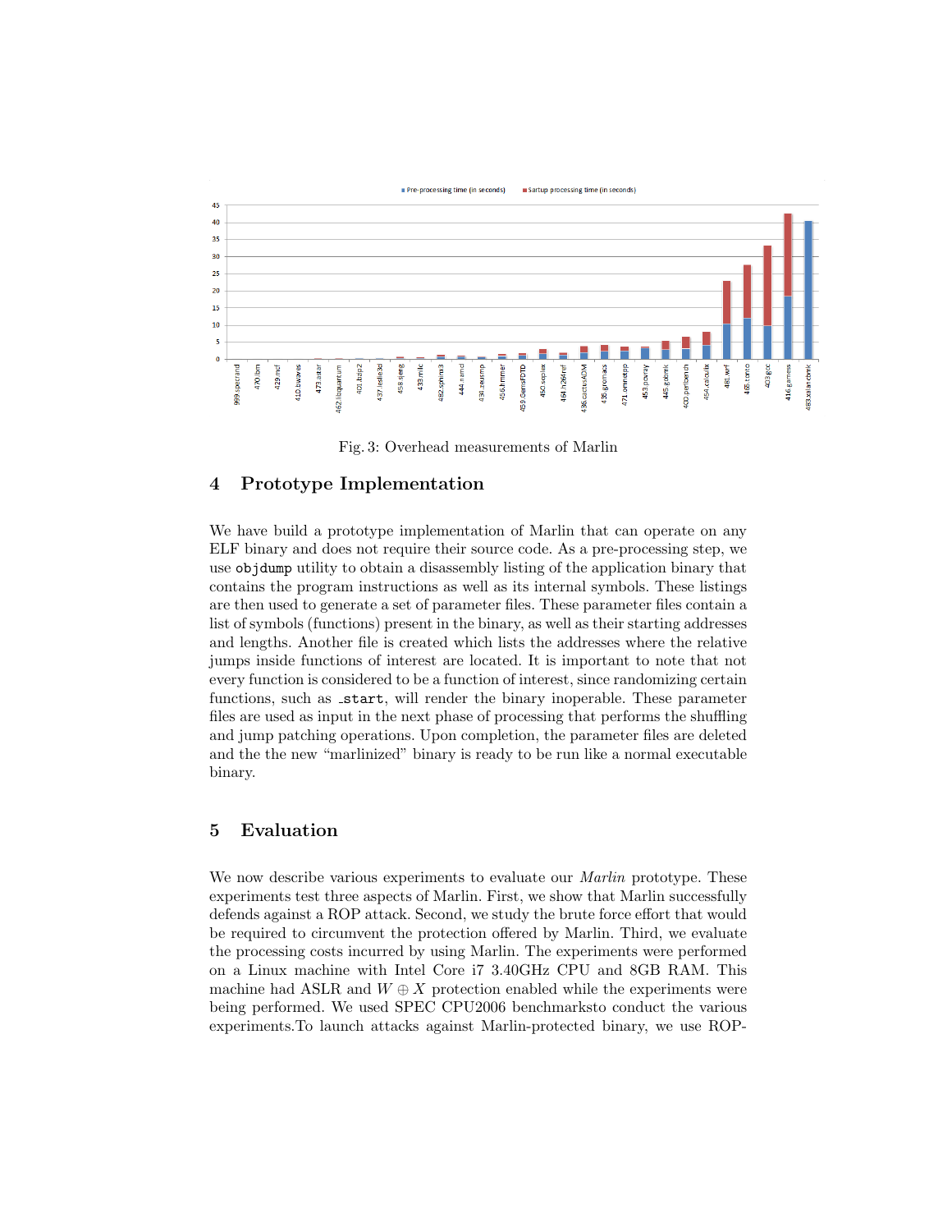Fig. 3: Overhead measurements of Marlin

## 4 Prototype Implementation

We have build a prototype implementation of Marlin that can operate on any ELF binary and does not require their source code. As a pre-processing step, we use `objdump` utility to obtain a disassembly listing of the application binary that contains the program instructions as well as its internal symbols. These listings are then used to generate a set of parameter files. These parameter files contain a list of symbols (functions) present in the binary, as well as their starting addresses and lengths. Another file is created which lists the addresses where the relative jumps inside functions of interest are located. It is important to note that not every function is considered to be a function of interest, since randomizing certain functions, such as `_start`, will render the binary inoperable. These parameter files are used as input in the next phase of processing that performs the shuffling and jump patching operations. Upon completion, the parameter files are deleted and the the new "marlinized" binary is ready to be run like a normal executable binary.

## 5 Evaluation

We now describe various experiments to evaluate our *Marlin* prototype. These experiments test three aspects of Marlin. First, we show that Marlin successfully defends against a ROP attack. Second, we study the brute force effort that would be required to circumvent the protection offered by Marlin. Third, we evaluate the processing costs incurred by using Marlin. The experiments were performed on a Linux machine with Intel Core i7 3.40GHz CPU and 8GB RAM. This machine had ASLR and $W \oplus X$ protection enabled while the experiments were being performed. We used SPEC CPU2006 benchmarksto conduct the various experiments.To launch attacks against Marlin-protected binary, we use ROP-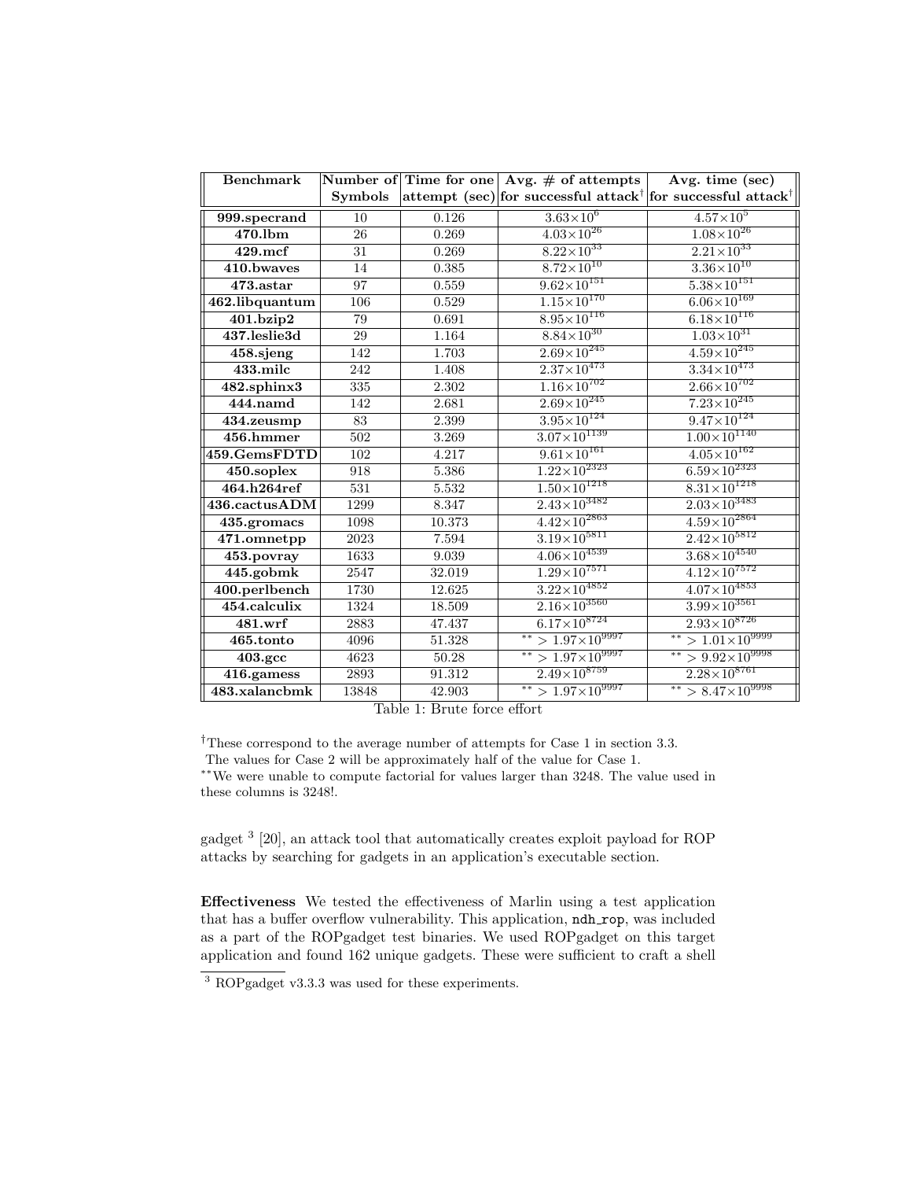| Benchmark | Number of Symbols | Time for one attempt (sec) | Avg. # of attempts for successful attack† | Avg. time (sec) for successful attack† |
|---|---|---|---|---|
| **999.specrand** | 10 | 0.126 | $3.63{\times}10^{6}$ | $4.57{\times}10^{5}$ |
| **470.lbm** | 26 | 0.269 | $4.03{\times}10^{26}$ | $1.08{\times}10^{26}$ |
| **429.mcf** | 31 | 0.269 | $8.22{\times}10^{33}$ | $2.21{\times}10^{33}$ |
| **410.bwaves** | 14 | 0.385 | $8.72{\times}10^{10}$ | $3.36{\times}10^{10}$ |
| **473.astar** | 97 | 0.559 | $9.62{\times}10^{151}$ | $5.38{\times}10^{151}$ |
| **462.libquantum** | 106 | 0.529 | $1.15{\times}10^{170}$ | $6.06{\times}10^{169}$ |
| **401.bzip2** | 79 | 0.691 | $8.95{\times}10^{116}$ | $6.18{\times}10^{116}$ |
| **437.leslie3d** | 29 | 1.164 | $8.84{\times}10^{30}$ | $1.03{\times}10^{31}$ |
| **458.sjeng** | 142 | 1.703 | $2.69{\times}10^{245}$ | $4.59{\times}10^{245}$ |
| **433.milc** | 242 | 1.408 | $2.37{\times}10^{473}$ | $3.34{\times}10^{473}$ |
| **482.sphinx3** | 335 | 2.302 | $1.16{\times}10^{702}$ | $2.66{\times}10^{702}$ |
| **444.namd** | 142 | 2.681 | $2.69{\times}10^{245}$ | $7.23{\times}10^{245}$ |
| **434.zeusmp** | 83 | 2.399 | $3.95{\times}10^{124}$ | $9.47{\times}10^{124}$ |
| **456.hmmer** | 502 | 3.269 | $3.07{\times}10^{1139}$ | $1.00{\times}10^{1140}$ |
| **459.GemsFDTD** | 102 | 4.217 | $9.61{\times}10^{161}$ | $4.05{\times}10^{162}$ |
| **450.soplex** | 918 | 5.386 | $1.22{\times}10^{2323}$ | $6.59{\times}10^{2323}$ |
| **464.h264ref** | 531 | 5.532 | $1.50{\times}10^{1218}$ | $8.31{\times}10^{1218}$ |
| **436.cactusADM** | 1299 | 8.347 | $2.43{\times}10^{3482}$ | $2.03{\times}10^{3483}$ |
| **435.gromacs** | 1098 | 10.373 | $4.42{\times}10^{2863}$ | $4.59{\times}10^{2864}$ |
| **471.omnetpp** | 2023 | 7.594 | $3.19{\times}10^{5811}$ | $2.42{\times}10^{5812}$ |
| **453.povray** | 1633 | 9.039 | $4.06{\times}10^{4539}$ | $3.68{\times}10^{4540}$ |
| **445.gobmk** | 2547 | 32.019 | $1.29{\times}10^{7571}$ | $4.12{\times}10^{7572}$ |
| **400.perlbench** | 1730 | 12.625 | $3.22{\times}10^{4852}$ | $4.07{\times}10^{4853}$ |
| **454.calculix** | 1324 | 18.509 | $2.16{\times}10^{3560}$ | $3.99{\times}10^{3561}$ |
| **481.wrf** | 2883 | 47.437 | $6.17{\times}10^{8724}$ | $2.93{\times}10^{8726}$ |
| **465.tonto** | 4096 | 51.328 | ** $> 1.97{\times}10^{9997}$ | ** $> 1.01{\times}10^{9999}$ |
| **403.gcc** | 4623 | 50.28 | ** $> 1.97{\times}10^{9997}$ | ** $> 9.92{\times}10^{9998}$ |
| **416.gamess** | 2893 | 91.312 | $2.49{\times}10^{8759}$ | $2.28{\times}10^{8761}$ |
| **483.xalancbmk** | 13848 | 42.903 | ** $> 1.97{\times}10^{9997}$ | ** $> 8.47{\times}10^{9998}$ |

Table 1: Brute force effort

†These correspond to the average number of attempts for Case 1 in section 3.3. The values for Case 2 will be approximately half of the value for Case 1.
**We were unable to compute factorial for values larger than 3248. The value used in these columns is 3248!.

gadget [3] [20], an attack tool that automatically creates exploit payload for ROP attacks by searching for gadgets in an application's executable section.

**Effectiveness** We tested the effectiveness of Marlin using a test application that has a buffer overflow vulnerability. This application, `ndh_rop`, was included as a part of the ROPgadget test binaries. We used ROPgadget on this target application and found 162 unique gadgets. These were sufficient to craft a shell

[3] ROPgadget v3.3.3 was used for these experiments.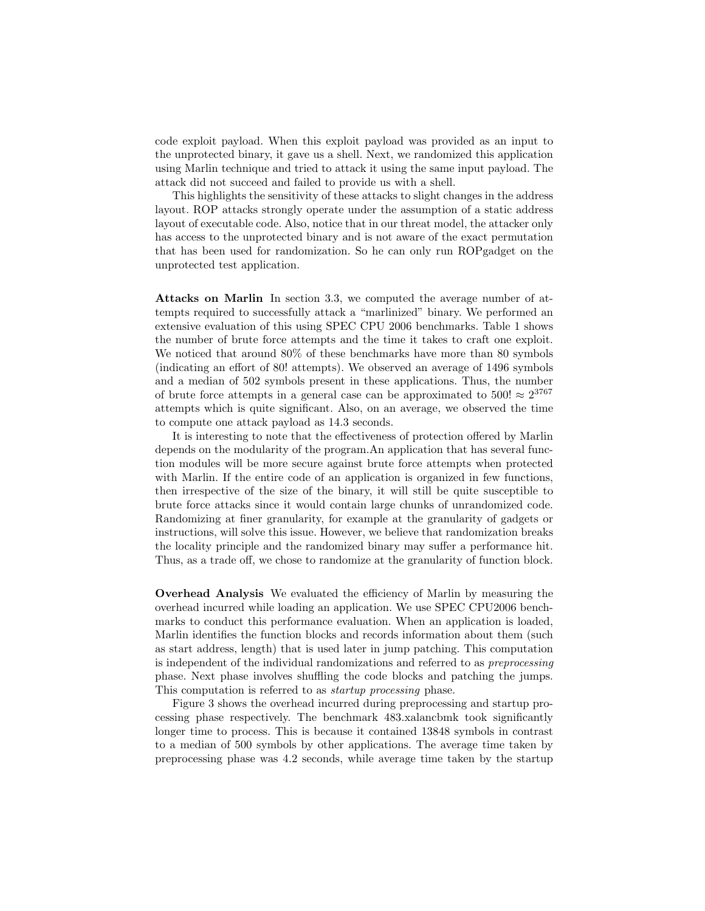code exploit payload. When this exploit payload was provided as an input to the unprotected binary, it gave us a shell. Next, we randomized this application using Marlin technique and tried to attack it using the same input payload. The attack did not succeed and failed to provide us with a shell.

This highlights the sensitivity of these attacks to slight changes in the address layout. ROP attacks strongly operate under the assumption of a static address layout of executable code. Also, notice that in our threat model, the attacker only has access to the unprotected binary and is not aware of the exact permutation that has been used for randomization. So he can only run ROPgadget on the unprotected test application.

**Attacks on Marlin** In section 3.3, we computed the average number of attempts required to successfully attack a "marlinized" binary. We performed an extensive evaluation of this using SPEC CPU 2006 benchmarks. Table 1 shows the number of brute force attempts and the time it takes to craft one exploit. We noticed that around 80% of these benchmarks have more than 80 symbols (indicating an effort of 80! attempts). We observed an average of 1496 symbols and a median of 502 symbols present in these applications. Thus, the number of brute force attempts in a general case can be approximated to $500! \approx 2^{3767}$ attempts which is quite significant. Also, on an average, we observed the time to compute one attack payload as 14.3 seconds.

It is interesting to note that the effectiveness of protection offered by Marlin depends on the modularity of the program.An application that has several function modules will be more secure against brute force attempts when protected with Marlin. If the entire code of an application is organized in few functions, then irrespective of the size of the binary, it will still be quite susceptible to brute force attacks since it would contain large chunks of unrandomized code. Randomizing at finer granularity, for example at the granularity of gadgets or instructions, will solve this issue. However, we believe that randomization breaks the locality principle and the randomized binary may suffer a performance hit. Thus, as a trade off, we chose to randomize at the granularity of function block.

**Overhead Analysis** We evaluated the efficiency of Marlin by measuring the overhead incurred while loading an application. We use SPEC CPU2006 benchmarks to conduct this performance evaluation. When an application is loaded, Marlin identifies the function blocks and records information about them (such as start address, length) that is used later in jump patching. This computation is independent of the individual randomizations and referred to as *preprocessing* phase. Next phase involves shuffling the code blocks and patching the jumps. This computation is referred to as *startup processing* phase.

Figure 3 shows the overhead incurred during preprocessing and startup processing phase respectively. The benchmark 483.xalancbmk took significantly longer time to process. This is because it contained 13848 symbols in contrast to a median of 500 symbols by other applications. The average time taken by preprocessing phase was 4.2 seconds, while average time taken by the startup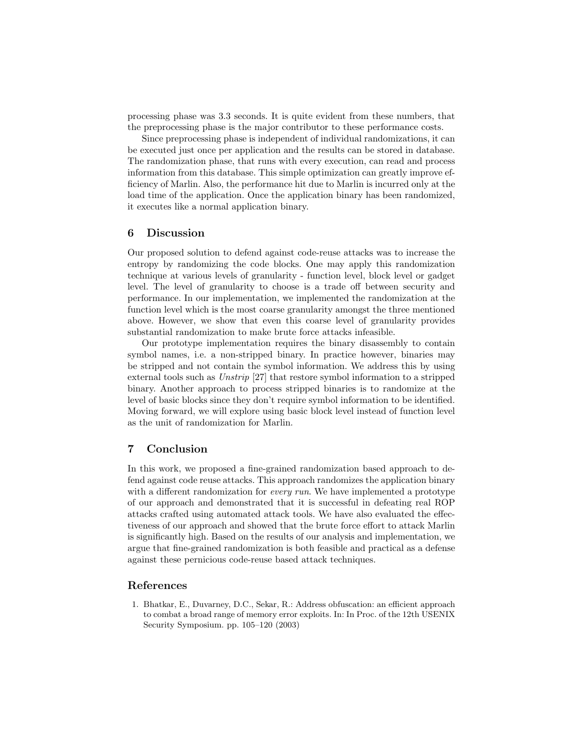processing phase was 3.3 seconds. It is quite evident from these numbers, that the preprocessing phase is the major contributor to these performance costs.

Since preprocessing phase is independent of individual randomizations, it can be executed just once per application and the results can be stored in database. The randomization phase, that runs with every execution, can read and process information from this database. This simple optimization can greatly improve efficiency of Marlin. Also, the performance hit due to Marlin is incurred only at the load time of the application. Once the application binary has been randomized, it executes like a normal application binary.

## 6 Discussion

Our proposed solution to defend against code-reuse attacks was to increase the entropy by randomizing the code blocks. One may apply this randomization technique at various levels of granularity - function level, block level or gadget level. The level of granularity to choose is a trade off between security and performance. In our implementation, we implemented the randomization at the function level which is the most coarse granularity amongst the three mentioned above. However, we show that even this coarse level of granularity provides substantial randomization to make brute force attacks infeasible.

Our prototype implementation requires the binary disassembly to contain symbol names, i.e. a non-stripped binary. In practice however, binaries may be stripped and not contain the symbol information. We address this by using external tools such as *Unstrip* [27] that restore symbol information to a stripped binary. Another approach to process stripped binaries is to randomize at the level of basic blocks since they don't require symbol information to be identified. Moving forward, we will explore using basic block level instead of function level as the unit of randomization for Marlin.

## 7 Conclusion

In this work, we proposed a fine-grained randomization based approach to defend against code reuse attacks. This approach randomizes the application binary with a different randomization for *every run*. We have implemented a prototype of our approach and demonstrated that it is successful in defeating real ROP attacks crafted using automated attack tools. We have also evaluated the effectiveness of our approach and showed that the brute force effort to attack Marlin is significantly high. Based on the results of our analysis and implementation, we argue that fine-grained randomization is both feasible and practical as a defense against these pernicious code-reuse based attack techniques.

## References

1. Bhatkar, E., Duvarney, D.C., Sekar, R.: Address obfuscation: an efficient approach to combat a broad range of memory error exploits. In: In Proc. of the 12th USENIX Security Symposium. pp. 105–120 (2003)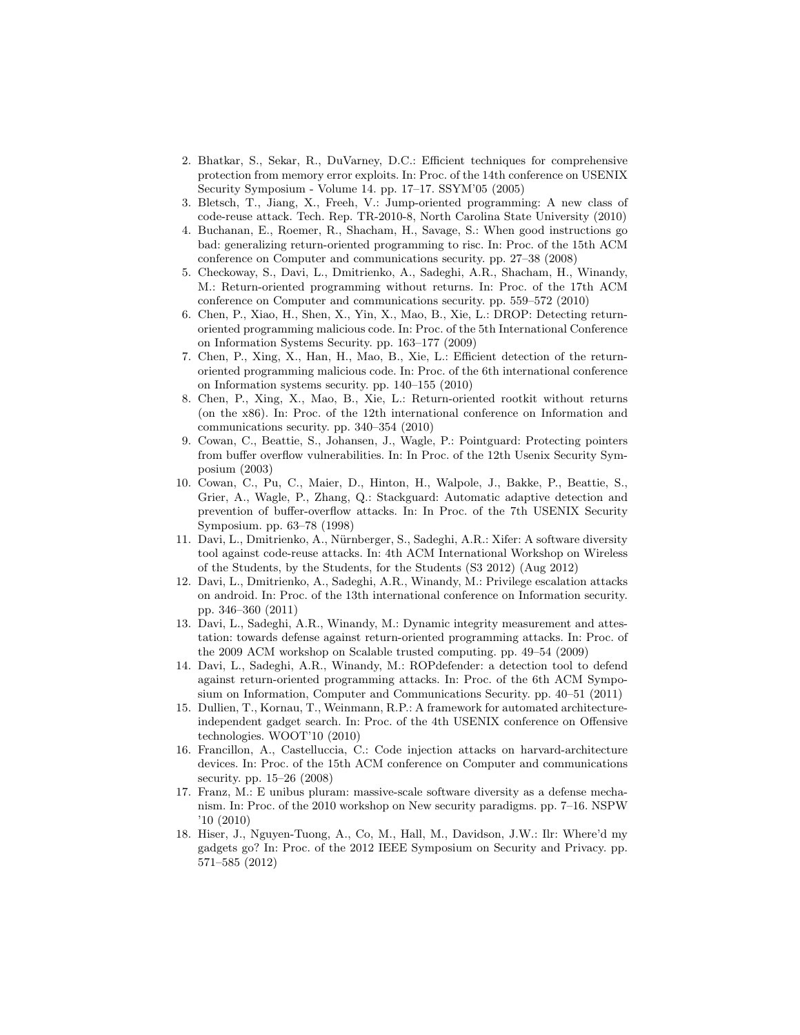2. Bhatkar, S., Sekar, R., DuVarney, D.C.: Efficient techniques for comprehensive protection from memory error exploits. In: Proc. of the 14th conference on USENIX Security Symposium - Volume 14. pp. 17–17. SSYM'05 (2005)
3. Bletsch, T., Jiang, X., Freeh, V.: Jump-oriented programming: A new class of code-reuse attack. Tech. Rep. TR-2010-8, North Carolina State University (2010)
4. Buchanan, E., Roemer, R., Shacham, H., Savage, S.: When good instructions go bad: generalizing return-oriented programming to risc. In: Proc. of the 15th ACM conference on Computer and communications security. pp. 27–38 (2008)
5. Checkoway, S., Davi, L., Dmitrienko, A., Sadeghi, A.R., Shacham, H., Winandy, M.: Return-oriented programming without returns. In: Proc. of the 17th ACM conference on Computer and communications security. pp. 559–572 (2010)
6. Chen, P., Xiao, H., Shen, X., Yin, X., Mao, B., Xie, L.: DROP: Detecting return-oriented programming malicious code. In: Proc. of the 5th International Conference on Information Systems Security. pp. 163–177 (2009)
7. Chen, P., Xing, X., Han, H., Mao, B., Xie, L.: Efficient detection of the return-oriented programming malicious code. In: Proc. of the 6th international conference on Information systems security. pp. 140–155 (2010)
8. Chen, P., Xing, X., Mao, B., Xie, L.: Return-oriented rootkit without returns (on the x86). In: Proc. of the 12th international conference on Information and communications security. pp. 340–354 (2010)
9. Cowan, C., Beattie, S., Johansen, J., Wagle, P.: Pointguard: Protecting pointers from buffer overflow vulnerabilities. In: In Proc. of the 12th Usenix Security Symposium (2003)
10. Cowan, C., Pu, C., Maier, D., Hinton, H., Walpole, J., Bakke, P., Beattie, S., Grier, A., Wagle, P., Zhang, Q.: Stackguard: Automatic adaptive detection and prevention of buffer-overflow attacks. In: In Proc. of the 7th USENIX Security Symposium. pp. 63–78 (1998)
11. Davi, L., Dmitrienko, A., Nürnberger, S., Sadeghi, A.R.: Xifer: A software diversity tool against code-reuse attacks. In: 4th ACM International Workshop on Wireless of the Students, by the Students, for the Students (S3 2012) (Aug 2012)
12. Davi, L., Dmitrienko, A., Sadeghi, A.R., Winandy, M.: Privilege escalation attacks on android. In: Proc. of the 13th international conference on Information security. pp. 346–360 (2011)
13. Davi, L., Sadeghi, A.R., Winandy, M.: Dynamic integrity measurement and attestation: towards defense against return-oriented programming attacks. In: Proc. of the 2009 ACM workshop on Scalable trusted computing. pp. 49–54 (2009)
14. Davi, L., Sadeghi, A.R., Winandy, M.: ROPdefender: a detection tool to defend against return-oriented programming attacks. In: Proc. of the 6th ACM Symposium on Information, Computer and Communications Security. pp. 40–51 (2011)
15. Dullien, T., Kornau, T., Weinmann, R.P.: A framework for automated architecture-independent gadget search. In: Proc. of the 4th USENIX conference on Offensive technologies. WOOT'10 (2010)
16. Francillon, A., Castelluccia, C.: Code injection attacks on harvard-architecture devices. In: Proc. of the 15th ACM conference on Computer and communications security. pp. 15–26 (2008)
17. Franz, M.: E unibus pluram: massive-scale software diversity as a defense mechanism. In: Proc. of the 2010 workshop on New security paradigms. pp. 7–16. NSPW '10 (2010)
18. Hiser, J., Nguyen-Tuong, A., Co, M., Hall, M., Davidson, J.W.: Ilr: Where'd my gadgets go? In: Proc. of the 2012 IEEE Symposium on Security and Privacy. pp. 571–585 (2012)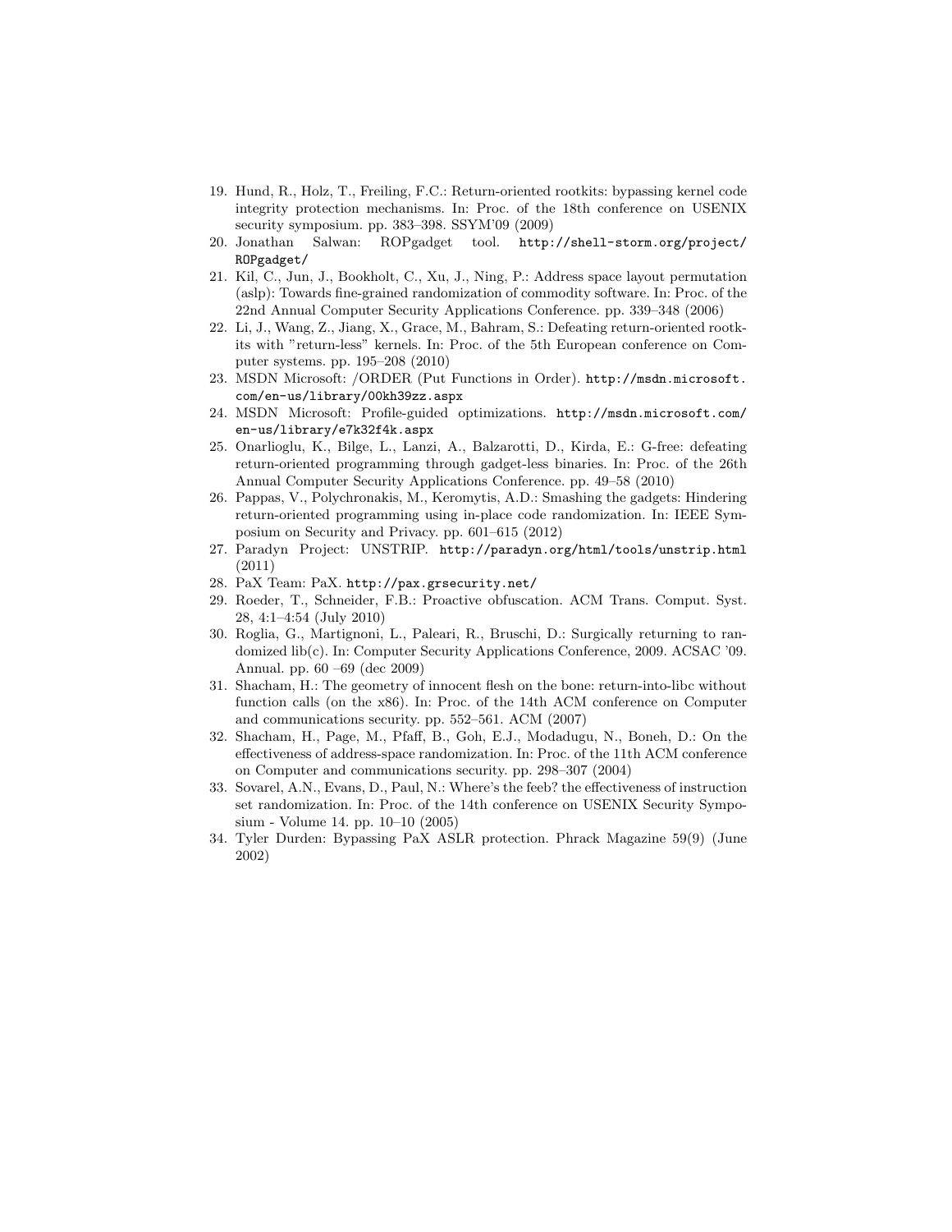19. Hund, R., Holz, T., Freiling, F.C.: Return-oriented rootkits: bypassing kernel code integrity protection mechanisms. In: Proc. of the 18th conference on USENIX security symposium. pp. 383–398. SSYM'09 (2009)
20. Jonathan Salwan: ROPgadget tool. http://shell-storm.org/project/ROPgadget/
21. Kil, C., Jun, J., Bookholt, C., Xu, J., Ning, P.: Address space layout permutation (aslp): Towards fine-grained randomization of commodity software. In: Proc. of the 22nd Annual Computer Security Applications Conference. pp. 339–348 (2006)
22. Li, J., Wang, Z., Jiang, X., Grace, M., Bahram, S.: Defeating return-oriented rootkits with "return-less" kernels. In: Proc. of the 5th European conference on Computer systems. pp. 195–208 (2010)
23. MSDN Microsoft: /ORDER (Put Functions in Order). http://msdn.microsoft.com/en-us/library/00kh39zz.aspx
24. MSDN Microsoft: Profile-guided optimizations. http://msdn.microsoft.com/en-us/library/e7k32f4k.aspx
25. Onarlioglu, K., Bilge, L., Lanzi, A., Balzarotti, D., Kirda, E.: G-free: defeating return-oriented programming through gadget-less binaries. In: Proc. of the 26th Annual Computer Security Applications Conference. pp. 49–58 (2010)
26. Pappas, V., Polychronakis, M., Keromytis, A.D.: Smashing the gadgets: Hindering return-oriented programming using in-place code randomization. In: IEEE Symposium on Security and Privacy. pp. 601–615 (2012)
27. Paradyn Project: UNSTRIP. http://paradyn.org/html/tools/unstrip.html (2011)
28. PaX Team: PaX. http://pax.grsecurity.net/
29. Roeder, T., Schneider, F.B.: Proactive obfuscation. ACM Trans. Comput. Syst. 28, 4:1–4:54 (July 2010)
30. Roglia, G., Martignoni, L., Paleari, R., Bruschi, D.: Surgically returning to randomized lib(c). In: Computer Security Applications Conference, 2009. ACSAC '09. Annual. pp. 60 –69 (dec 2009)
31. Shacham, H.: The geometry of innocent flesh on the bone: return-into-libc without function calls (on the x86). In: Proc. of the 14th ACM conference on Computer and communications security. pp. 552–561. ACM (2007)
32. Shacham, H., Page, M., Pfaff, B., Goh, E.J., Modadugu, N., Boneh, D.: On the effectiveness of address-space randomization. In: Proc. of the 11th ACM conference on Computer and communications security. pp. 298–307 (2004)
33. Sovarel, A.N., Evans, D., Paul, N.: Where's the feeb? the effectiveness of instruction set randomization. In: Proc. of the 14th conference on USENIX Security Symposium - Volume 14. pp. 10–10 (2005)
34. Tyler Durden: Bypassing PaX ASLR protection. Phrack Magazine 59(9) (June 2002)